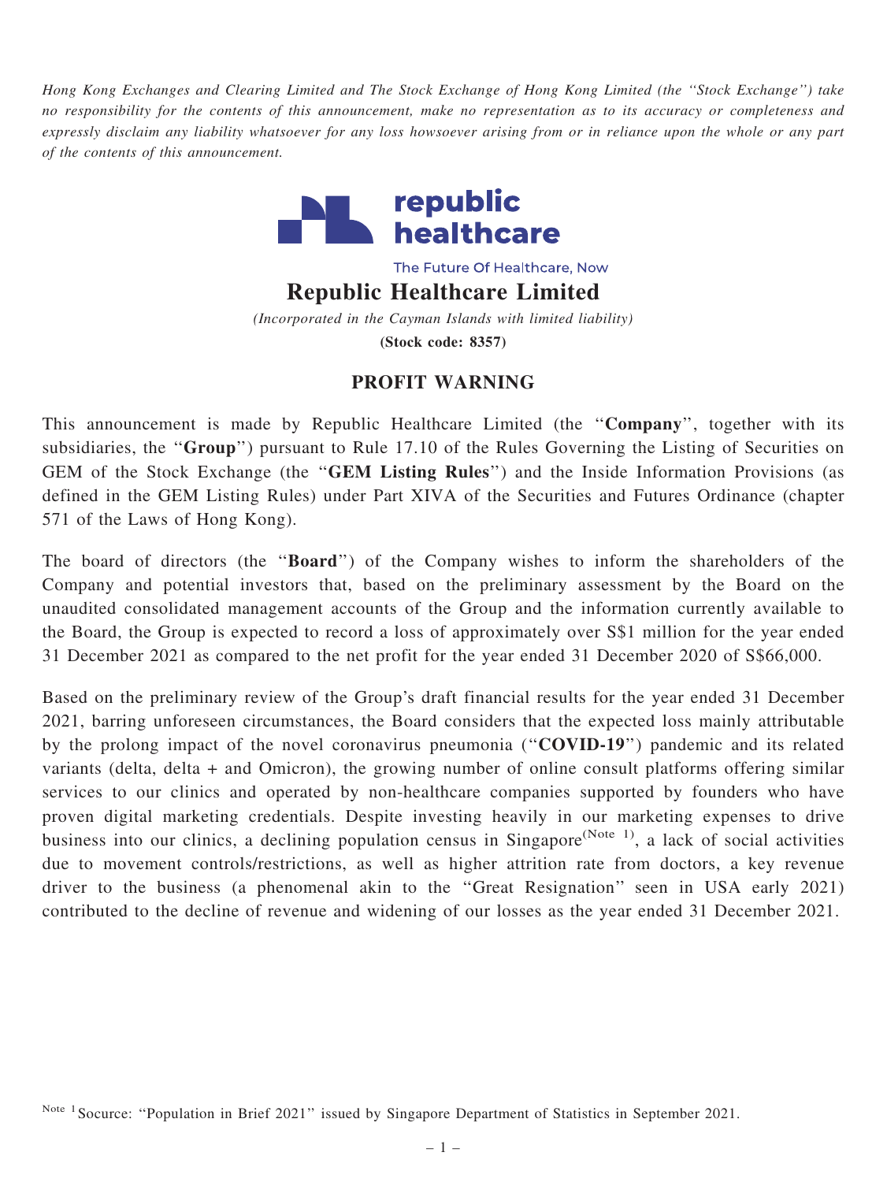*Hong Kong Exchanges and Clearing Limited and The Stock Exchange of Hong Kong Limited (the "Stock Exchange") take no responsibility for the contents of this announcement, make no representation as to its accuracy or completeness and expressly disclaim any liability whatsoever for any loss howsoever arising from or in reliance upon the whole or any part of the contents of this announcement.*

republic healthcare

The Future Of Healthcare, Now

# Republic Healthcare Limited

*(Incorporated in the Cayman Islands with limited liability)*

**(Stock code: 8357)**

## PROFIT WARNING

This announcement is made by Republic Healthcare Limited (the "**Company**", together with its subsidiaries, the "**Group**") pursuant to Rule 17.10 of the Rules Governing the Listing of Securities on GEM of the Stock Exchange (the "**GEM Listing Rules**") and the Inside Information Provisions (as defined in the GEM Listing Rules) under Part XIVA of the Securities and Futures Ordinance (chapter 571 of the Laws of Hong Kong).

The board of directors (the "**Board**") of the Company wishes to inform the shareholders of the Company and potential investors that, based on the preliminary assessment by the Board on the unaudited consolidated management accounts of the Group and the information currently available to the Board, the Group is expected to record a loss of approximately over S$1 million for the year ended 31 December 2021 as compared to the net profit for the year ended 31 December 2020 of S$66,000.

Based on the preliminary review of the Group's draft financial results for the year ended 31 December 2021, barring unforeseen circumstances, the Board considers that the expected loss mainly attributable by the prolong impact of the novel coronavirus pneumonia ("**COVID-19**") pandemic and its related variants (delta, delta + and Omicron), the growing number of online consult platforms offering similar services to our clinics and operated by non-healthcare companies supported by founders who have proven digital marketing credentials. Despite investing heavily in our marketing expenses to drive business into our clinics, a declining population census in Singapore[Note 1], a lack of social activities due to movement controls/restrictions, as well as higher attrition rate from doctors, a key revenue driver to the business (a phenomenal akin to the "Great Resignation" seen in USA early 2021) contributed to the decline of revenue and widening of our losses as the year ended 31 December 2021.

[Note 1] Socurce: "Population in Brief 2021" issued by Singapore Department of Statistics in September 2021.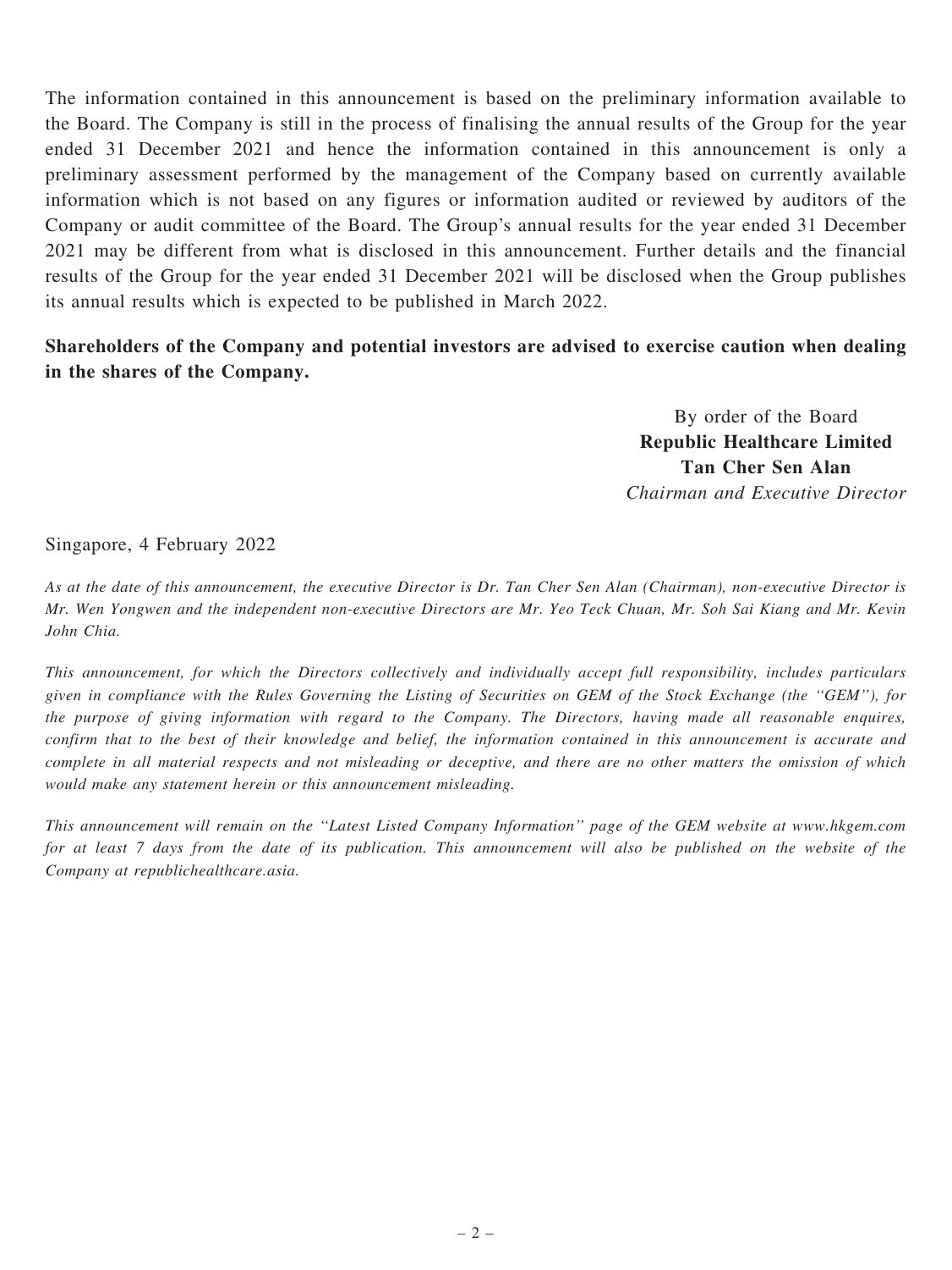The information contained in this announcement is based on the preliminary information available to the Board. The Company is still in the process of finalising the annual results of the Group for the year ended 31 December 2021 and hence the information contained in this announcement is only a preliminary assessment performed by the management of the Company based on currently available information which is not based on any figures or information audited or reviewed by auditors of the Company or audit committee of the Board. The Group's annual results for the year ended 31 December 2021 may be different from what is disclosed in this announcement. Further details and the financial results of the Group for the year ended 31 December 2021 will be disclosed when the Group publishes its annual results which is expected to be published in March 2022.

**Shareholders of the Company and potential investors are advised to exercise caution when dealing in the shares of the Company.**

By order of the Board
**Republic Healthcare Limited**
**Tan Cher Sen Alan**
*Chairman and Executive Director*

Singapore, 4 February 2022

*As at the date of this announcement, the executive Director is Dr. Tan Cher Sen Alan (Chairman), non-executive Director is Mr. Wen Yongwen and the independent non-executive Directors are Mr. Yeo Teck Chuan, Mr. Soh Sai Kiang and Mr. Kevin John Chia.*

*This announcement, for which the Directors collectively and individually accept full responsibility, includes particulars given in compliance with the Rules Governing the Listing of Securities on GEM of the Stock Exchange (the "GEM"), for the purpose of giving information with regard to the Company. The Directors, having made all reasonable enquires, confirm that to the best of their knowledge and belief, the information contained in this announcement is accurate and complete in all material respects and not misleading or deceptive, and there are no other matters the omission of which would make any statement herein or this announcement misleading.*

*This announcement will remain on the "Latest Listed Company Information" page of the GEM website at www.hkgem.com for at least 7 days from the date of its publication. This announcement will also be published on the website of the Company at republichealthcare.asia.*